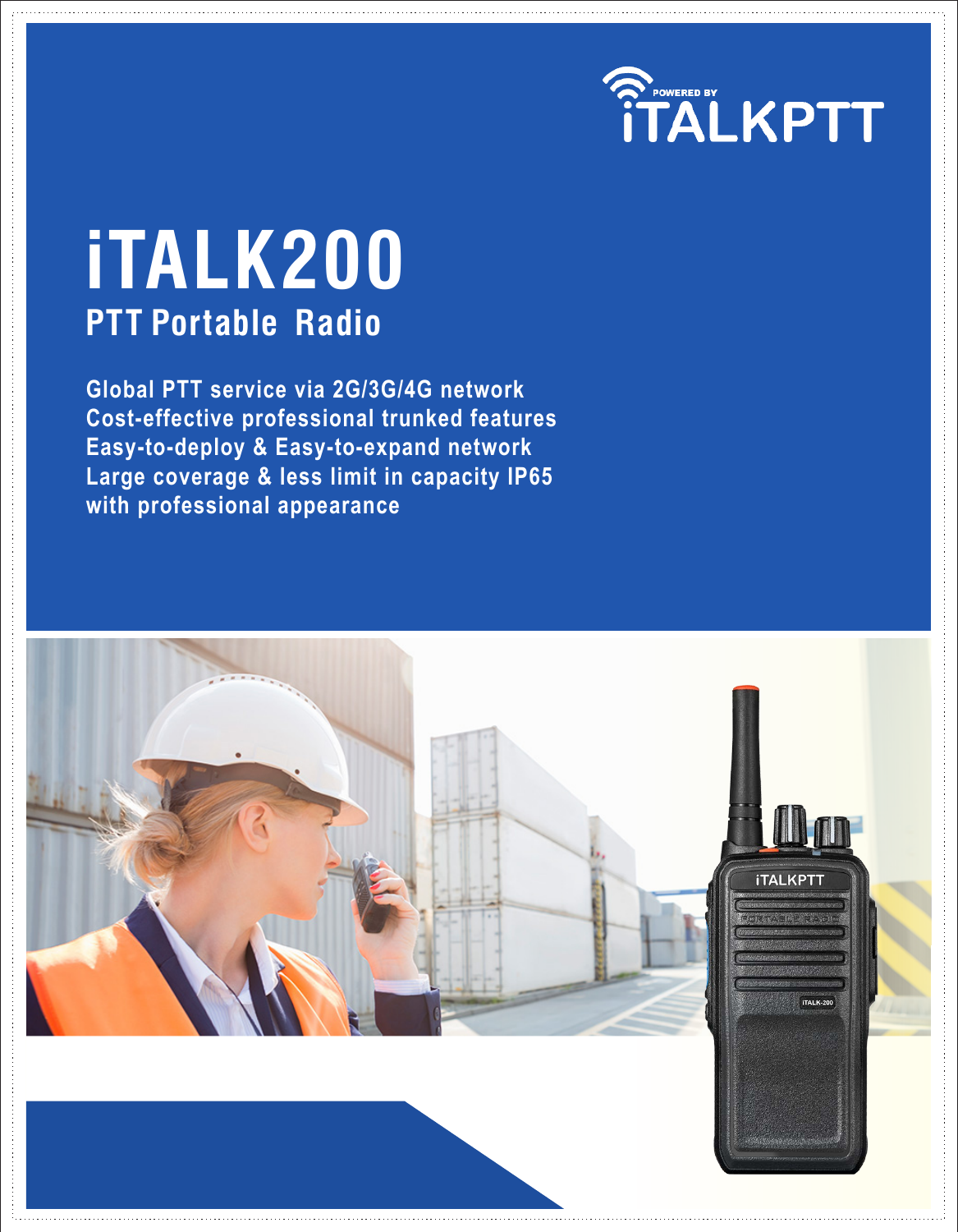POWERED BY iTALKPTT

# iTALK200

## PTT Portable Radio

Global PTT service via 2G/3G/4G network
Cost-effective professional trunked features
Easy-to-deploy & Easy-to-expand network
Large coverage & less limit in capacity IP65
with professional appearance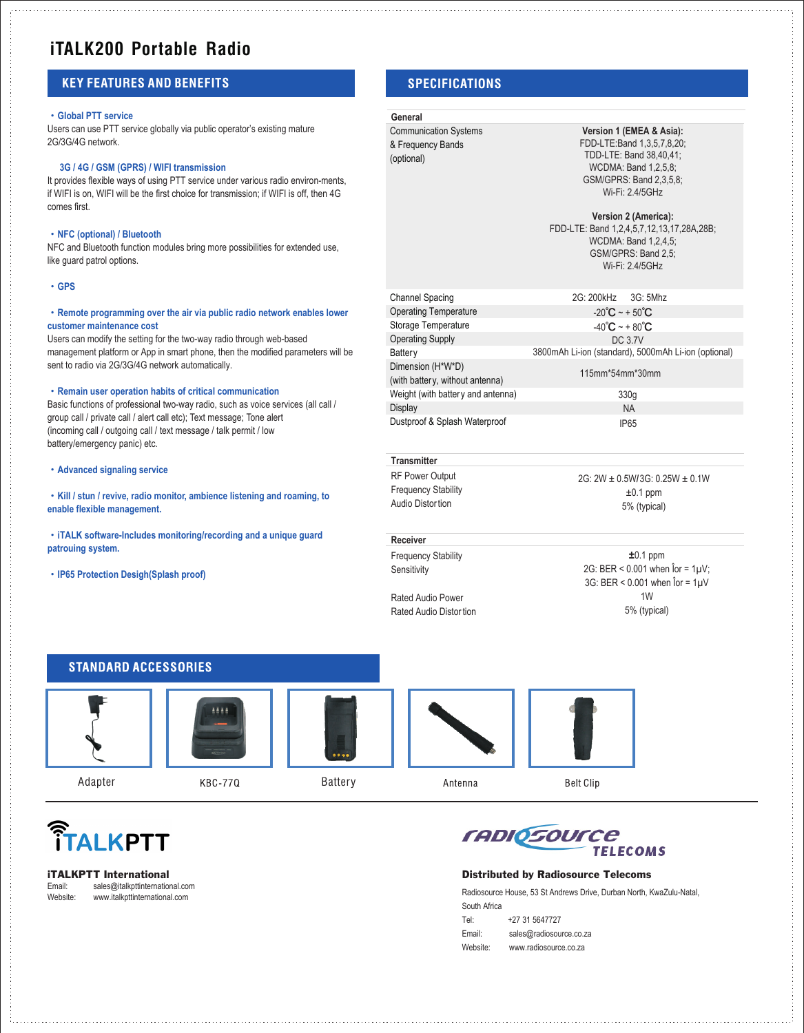# iTALK200 Portable Radio

## KEY FEATURES AND BENEFITS

- **Global PTT service**

Users can use PTT service globally via public operator's existing mature 2G/3G/4G network.

- **3G / 4G / GSM (GPRS) / WIFI transmission**

It provides flexible ways of using PTT service under various radio environ-ments, if WIFI is on, WIFI will be the first choice for transmission; if WIFI is off, then 4G comes first.

- **NFC (optional) / Bluetooth**

NFC and Bluetooth function modules bring more possibilities for extended use, like guard patrol options.

- **GPS**

- **Remote programming over the air via public radio network enables lower customer maintenance cost**

Users can modify the setting for the two-way radio through web-based management platform or App in smart phone, then the modified parameters will be sent to radio via 2G/3G/4G network automatically.

- **Remain user operation habits of critical communication**

Basic functions of professional two-way radio, such as voice services (all call / group call / private call / alert call etc); Text message; Tone alert (incoming call / outgoing call / text message / talk permit / low battery/emergency panic) etc.

- **Advanced signaling service**

- **Kill / stun / revive, radio monitor, ambience listening and roaming, to enable flexible management.**

- **iTALK software-Includes monitoring/recording and a unique guard patrouing system.**

- **IP65 Protection Desigh(Splash proof)**

## SPECIFICATIONS

| General | |
|---|---|
| Communication Systems & Frequency Bands (optional) | **Version 1 (EMEA & Asia):** FDD-LTE:Band 1,3,5,7,8,20; TDD-LTE: Band 38,40,41; WCDMA: Band 1,2,5,8; GSM/GPRS: Band 2,3,5,8; Wi-Fi: 2.4/5GHz<br>**Version 2 (America):** FDD-LTE: Band 1,2,4,5,7,12,13,17,28A,28B; WCDMA: Band 1,2,4,5; GSM/GPRS: Band 2,5; Wi-Fi: 2.4/5GHz |
| Channel Spacing | 2G: 200kHz 3G: 5Mhz |
| Operating Temperature | -20℃ ~ + 50℃ |
| Storage Temperature | -40℃ ~ + 80℃ |
| Operating Supply | DC 3.7V |
| Battery | 3800mAh Li-ion (standard), 5000mAh Li-ion (optional) |
| Dimension (H\*W\*D) (with battery, without antenna) | 115mm\*54mm\*30mm |
| Weight (with battery and antenna) | 330g |
| Display | NA |
| Dustproof & Splash Waterproof | IP65 |

| Transmitter | |
|---|---|
| RF Power Output | 2G: 2W ± 0.5W/3G: 0.25W ± 0.1W |
| Frequency Stability | ±0.1 ppm |
| Audio Distortion | 5% (typical) |

| Receiver | |
|---|---|
| Frequency Stability | ±0.1 ppm |
| Sensitivity | 2G: BER < 0.001 when Îor = 1μV;<br>3G: BER < 0.001 when Îor = 1μV |
| Rated Audio Power | 1W |
| Rated Audio Distortion | 5% (typical) |

## STANDARD ACCESSORIES

Adapter

KBC-77Q

Battery

Antenna

Belt Clip

iTALKPTT

**iTALKPTT International**
Email: sales@italkpttinternational.com
Website: www.italkpttinternational.com

RADIOSOURCE TELECOMS

**Distributed by Radiosource Telecoms**

Radiosource House, 53 St Andrews Drive, Durban North, KwaZulu-Natal, South Africa

Tel: +27 31 5647727
Email: sales@radiosource.co.za
Website: www.radiosource.co.za